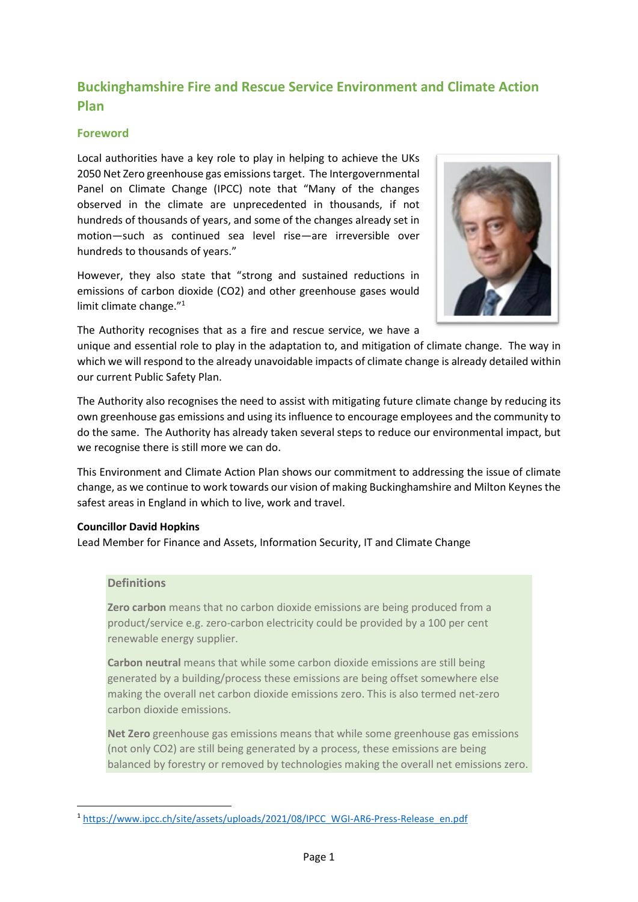# Buckinghamshire Fire and Rescue Service Environment and Climate Action Plan

## Foreword

Local authorities have a key role to play in helping to achieve the UKs 2050 Net Zero greenhouse gas emissions target. The Intergovernmental Panel on Climate Change (IPCC) note that "Many of the changes observed in the climate are unprecedented in thousands, if not hundreds of thousands of years, and some of the changes already set in motion—such as continued sea level rise—are irreversible over hundreds to thousands of years."

However, they also state that "strong and sustained reductions in emissions of carbon dioxide ($CO_2$) and other greenhouse gases would limit climate change."[1]

The Authority recognises that as a fire and rescue service, we have a unique and essential role to play in the adaptation to, and mitigation of climate change. The way in which we will respond to the already unavoidable impacts of climate change is already detailed within our current Public Safety Plan.

The Authority also recognises the need to assist with mitigating future climate change by reducing its own greenhouse gas emissions and using its influence to encourage employees and the community to do the same. The Authority has already taken several steps to reduce our environmental impact, but we recognise there is still more we can do.

This Environment and Climate Action Plan shows our commitment to addressing the issue of climate change, as we continue to work towards our vision of making Buckinghamshire and Milton Keynes the safest areas in England in which to live, work and travel.

**Councillor David Hopkins**
Lead Member for Finance and Assets, Information Security, IT and Climate Change

### Definitions

**Zero carbon** means that no carbon dioxide emissions are being produced from a product/service e.g. zero-carbon electricity could be provided by a 100 per cent renewable energy supplier.

**Carbon neutral** means that while some carbon dioxide emissions are still being generated by a building/process these emissions are being offset somewhere else making the overall net carbon dioxide emissions zero. This is also termed net-zero carbon dioxide emissions.

**Net Zero** greenhouse gas emissions means that while some greenhouse gas emissions (not only $CO_2$) are still being generated by a process, these emissions are being balanced by forestry or removed by technologies making the overall net emissions zero.

---

[1] https://www.ipcc.ch/site/assets/uploads/2021/08/IPCC_WGI-AR6-Press-Release_en.pdf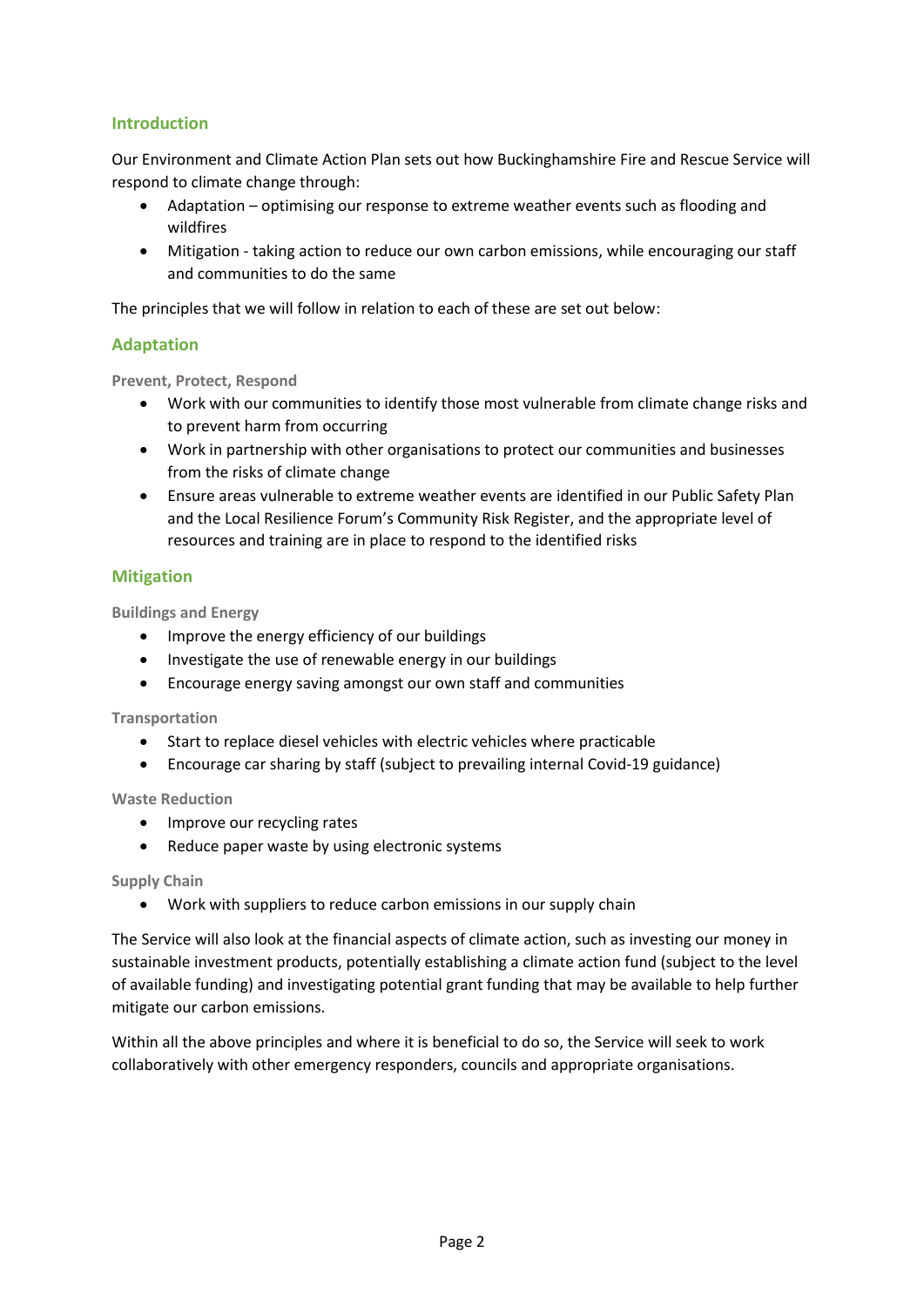## Introduction

Our Environment and Climate Action Plan sets out how Buckinghamshire Fire and Rescue Service will respond to climate change through:

- Adaptation – optimising our response to extreme weather events such as flooding and wildfires
- Mitigation - taking action to reduce our own carbon emissions, while encouraging our staff and communities to do the same

The principles that we will follow in relation to each of these are set out below:

## Adaptation

### Prevent, Protect, Respond

- Work with our communities to identify those most vulnerable from climate change risks and to prevent harm from occurring
- Work in partnership with other organisations to protect our communities and businesses from the risks of climate change
- Ensure areas vulnerable to extreme weather events are identified in our Public Safety Plan and the Local Resilience Forum's Community Risk Register, and the appropriate level of resources and training are in place to respond to the identified risks

## Mitigation

### Buildings and Energy

- Improve the energy efficiency of our buildings
- Investigate the use of renewable energy in our buildings
- Encourage energy saving amongst our own staff and communities

### Transportation

- Start to replace diesel vehicles with electric vehicles where practicable
- Encourage car sharing by staff (subject to prevailing internal Covid-19 guidance)

### Waste Reduction

- Improve our recycling rates
- Reduce paper waste by using electronic systems

### Supply Chain

- Work with suppliers to reduce carbon emissions in our supply chain

The Service will also look at the financial aspects of climate action, such as investing our money in sustainable investment products, potentially establishing a climate action fund (subject to the level of available funding) and investigating potential grant funding that may be available to help further mitigate our carbon emissions.

Within all the above principles and where it is beneficial to do so, the Service will seek to work collaboratively with other emergency responders, councils and appropriate organisations.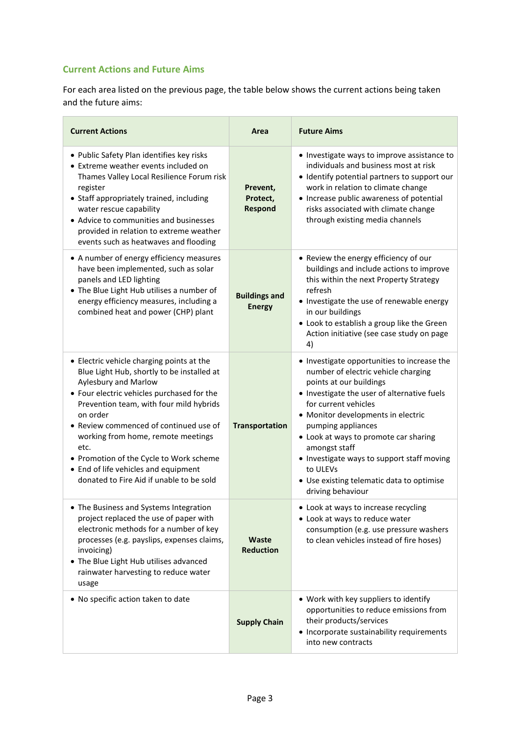## Current Actions and Future Aims

For each area listed on the previous page, the table below shows the current actions being taken and the future aims:

| Current Actions | Area | Future Aims |
|---|---|---|
| • Public Safety Plan identifies key risks<br>• Extreme weather events included on Thames Valley Local Resilience Forum risk register<br>• Staff appropriately trained, including water rescue capability<br>• Advice to communities and businesses provided in relation to extreme weather events such as heatwaves and flooding | **Prevent, Protect, Respond** | • Investigate ways to improve assistance to individuals and business most at risk<br>• Identify potential partners to support our work in relation to climate change<br>• Increase public awareness of potential risks associated with climate change through existing media channels |
| • A number of energy efficiency measures have been implemented, such as solar panels and LED lighting<br>• The Blue Light Hub utilises a number of energy efficiency measures, including a combined heat and power (CHP) plant | **Buildings and Energy** | • Review the energy efficiency of our buildings and include actions to improve this within the next Property Strategy refresh<br>• Investigate the use of renewable energy in our buildings<br>• Look to establish a group like the Green Action initiative (see case study on page 4) |
| • Electric vehicle charging points at the Blue Light Hub, shortly to be installed at Aylesbury and Marlow<br>• Four electric vehicles purchased for the Prevention team, with four mild hybrids on order<br>• Review commenced of continued use of working from home, remote meetings etc.<br>• Promotion of the Cycle to Work scheme<br>• End of life vehicles and equipment donated to Fire Aid if unable to be sold | **Transportation** | • Investigate opportunities to increase the number of electric vehicle charging points at our buildings<br>• Investigate the user of alternative fuels for current vehicles<br>• Monitor developments in electric pumping appliances<br>• Look at ways to promote car sharing amongst staff<br>• Investigate ways to support staff moving to ULEVs<br>• Use existing telematic data to optimise driving behaviour |
| • The Business and Systems Integration project replaced the use of paper with electronic methods for a number of key processes (e.g. payslips, expenses claims, invoicing)<br>• The Blue Light Hub utilises advanced rainwater harvesting to reduce water usage | **Waste Reduction** | • Look at ways to increase recycling<br>• Look at ways to reduce water consumption (e.g. use pressure washers to clean vehicles instead of fire hoses) |
| • No specific action taken to date | **Supply Chain** | • Work with key suppliers to identify opportunities to reduce emissions from their products/services<br>• Incorporate sustainability requirements into new contracts |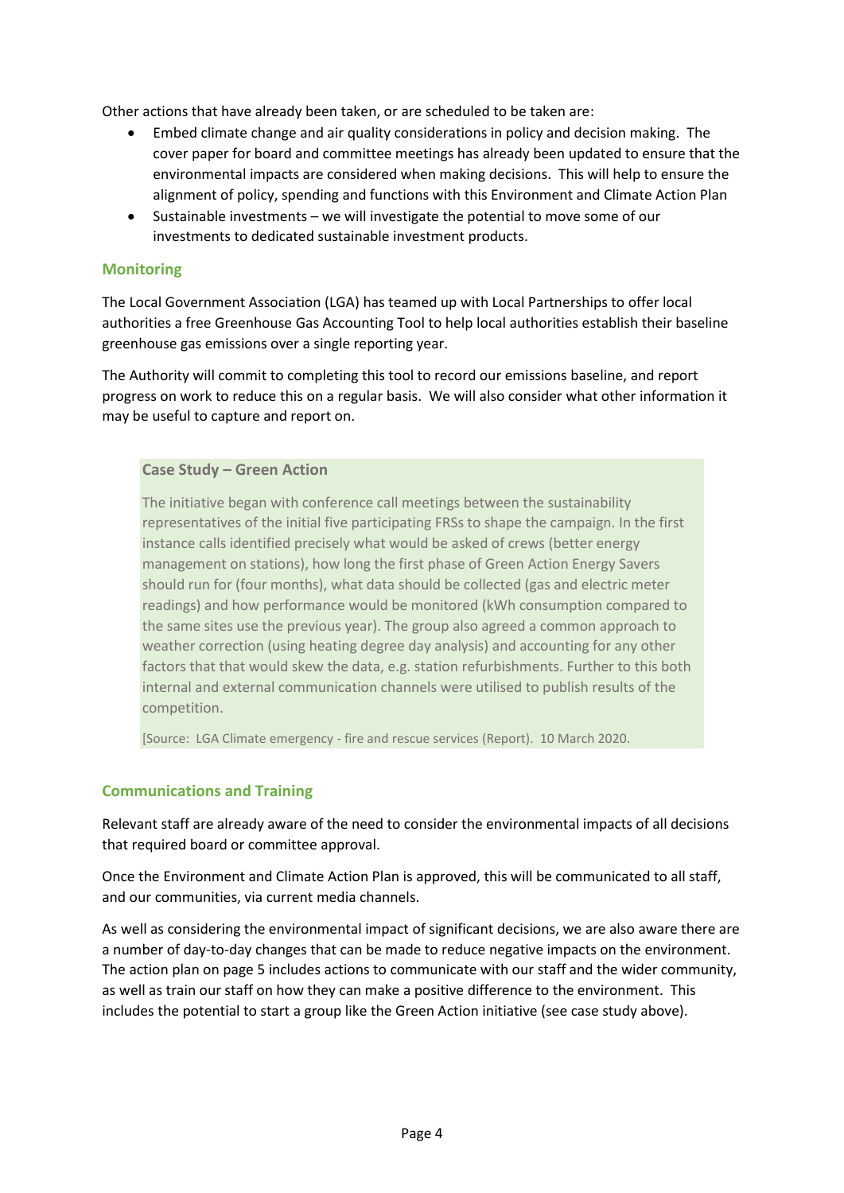Other actions that have already been taken, or are scheduled to be taken are:

- Embed climate change and air quality considerations in policy and decision making. The cover paper for board and committee meetings has already been updated to ensure that the environmental impacts are considered when making decisions. This will help to ensure the alignment of policy, spending and functions with this Environment and Climate Action Plan
- Sustainable investments – we will investigate the potential to move some of our investments to dedicated sustainable investment products.

## Monitoring

The Local Government Association (LGA) has teamed up with Local Partnerships to offer local authorities a free Greenhouse Gas Accounting Tool to help local authorities establish their baseline greenhouse gas emissions over a single reporting year.

The Authority will commit to completing this tool to record our emissions baseline, and report progress on work to reduce this on a regular basis. We will also consider what other information it may be useful to capture and report on.

> **Case Study – Green Action**
>
> The initiative began with conference call meetings between the sustainability representatives of the initial five participating FRSs to shape the campaign. In the first instance calls identified precisely what would be asked of crews (better energy management on stations), how long the first phase of Green Action Energy Savers should run for (four months), what data should be collected (gas and electric meter readings) and how performance would be monitored (kWh consumption compared to the same sites use the previous year). The group also agreed a common approach to weather correction (using heating degree day analysis) and accounting for any other factors that that would skew the data, e.g. station refurbishments. Further to this both internal and external communication channels were utilised to publish results of the competition.
>
> [Source: LGA Climate emergency - fire and rescue services (Report). 10 March 2020.

## Communications and Training

Relevant staff are already aware of the need to consider the environmental impacts of all decisions that required board or committee approval.

Once the Environment and Climate Action Plan is approved, this will be communicated to all staff, and our communities, via current media channels.

As well as considering the environmental impact of significant decisions, we are also aware there are a number of day-to-day changes that can be made to reduce negative impacts on the environment. The action plan on page 5 includes actions to communicate with our staff and the wider community, as well as train our staff on how they can make a positive difference to the environment. This includes the potential to start a group like the Green Action initiative (see case study above).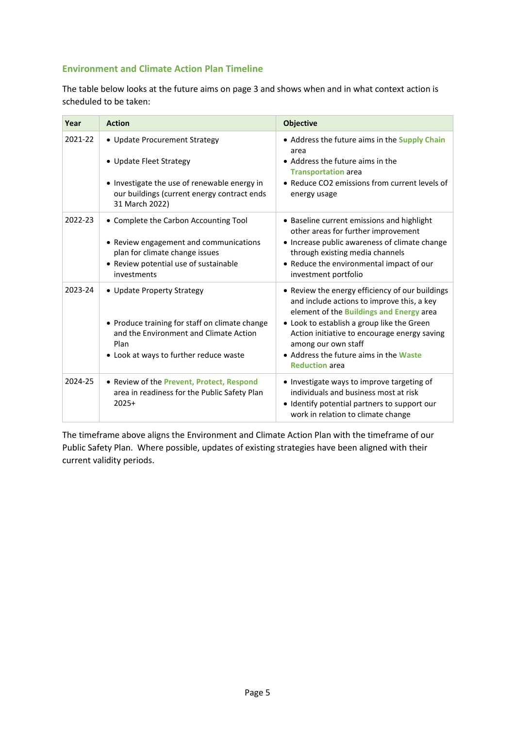## Environment and Climate Action Plan Timeline

The table below looks at the future aims on page 3 and shows when and in what context action is scheduled to be taken:

| Year | Action | Objective |
|---|---|---|
| 2021-22 | • Update Procurement Strategy<br>• Update Fleet Strategy<br>• Investigate the use of renewable energy in our buildings (current energy contract ends 31 March 2022) | • Address the future aims in the **Supply Chain** area<br>• Address the future aims in the **Transportation** area<br>• Reduce CO2 emissions from current levels of energy usage |
| 2022-23 | • Complete the Carbon Accounting Tool<br>• Review engagement and communications plan for climate change issues<br>• Review potential use of sustainable investments | • Baseline current emissions and highlight other areas for further improvement<br>• Increase public awareness of climate change through existing media channels<br>• Reduce the environmental impact of our investment portfolio |
| 2023-24 | • Update Property Strategy<br>• Produce training for staff on climate change and the Environment and Climate Action Plan<br>• Look at ways to further reduce waste | • Review the energy efficiency of our buildings and include actions to improve this, a key element of the **Buildings and Energy** area<br>• Look to establish a group like the Green Action initiative to encourage energy saving among our own staff<br>• Address the future aims in the **Waste Reduction** area |
| 2024-25 | • Review of the **Prevent, Protect, Respond** area in readiness for the Public Safety Plan 2025+ | • Investigate ways to improve targeting of individuals and business most at risk<br>• Identify potential partners to support our work in relation to climate change |

The timeframe above aligns the Environment and Climate Action Plan with the timeframe of our Public Safety Plan. Where possible, updates of existing strategies have been aligned with their current validity periods.